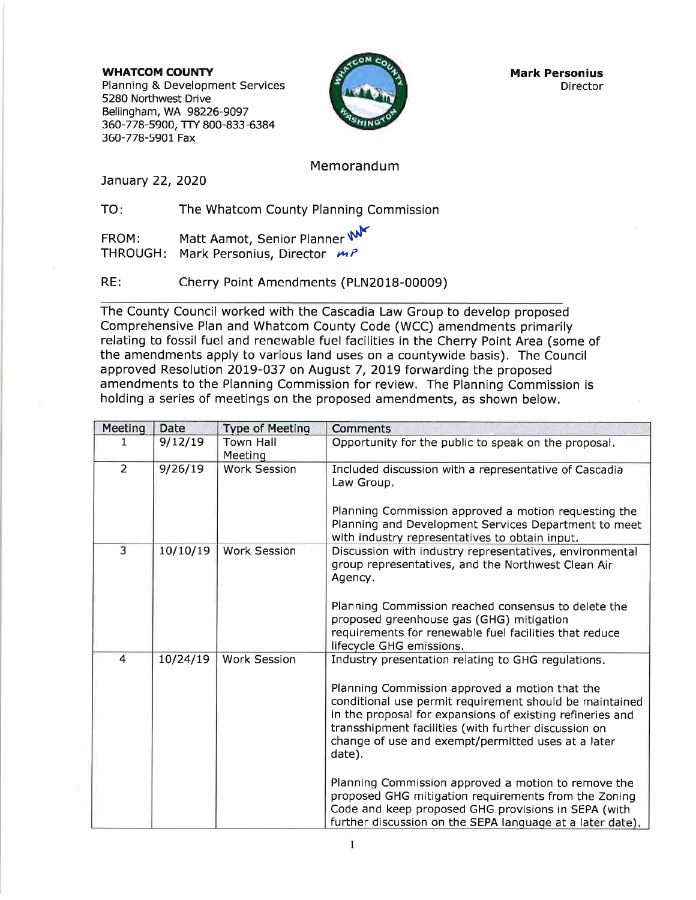**WHATCOM COUNTY**
Planning & Development Services
5280 Northwest Drive
Bellingham, WA 98226-9097
360-778-5900, TTY 800-833-6384
360-778-5901 Fax

**Mark Personius**
Director

# Memorandum

January 22, 2020

TO: The Whatcom County Planning Commission

FROM: Matt Aamot, Senior Planner
THROUGH: Mark Personius, Director

RE: Cherry Point Amendments (PLN2018-00009)

---

The County Council worked with the Cascadia Law Group to develop proposed Comprehensive Plan and Whatcom County Code (WCC) amendments primarily relating to fossil fuel and renewable fuel facilities in the Cherry Point Area (some of the amendments apply to various land uses on a countywide basis). The Council approved Resolution 2019-037 on August 7, 2019 forwarding the proposed amendments to the Planning Commission for review. The Planning Commission is holding a series of meetings on the proposed amendments, as shown below.

| Meeting | Date | Type of Meeting | Comments |
|---|---|---|---|
| 1 | 9/12/19 | Town Hall Meeting | Opportunity for the public to speak on the proposal. |
| 2 | 9/26/19 | Work Session | Included discussion with a representative of Cascadia Law Group.<br><br>Planning Commission approved a motion requesting the Planning and Development Services Department to meet with industry representatives to obtain input. |
| 3 | 10/10/19 | Work Session | Discussion with industry representatives, environmental group representatives, and the Northwest Clean Air Agency.<br><br>Planning Commission reached consensus to delete the proposed greenhouse gas (GHG) mitigation requirements for renewable fuel facilities that reduce lifecycle GHG emissions. |
| 4 | 10/24/19 | Work Session | Industry presentation relating to GHG regulations.<br><br>Planning Commission approved a motion that the conditional use permit requirement should be maintained in the proposal for expansions of existing refineries and transshipment facilities (with further discussion on change of use and exempt/permitted uses at a later date).<br><br>Planning Commission approved a motion to remove the proposed GHG mitigation requirements from the Zoning Code and keep proposed GHG provisions in SEPA (with further discussion on the SEPA language at a later date). |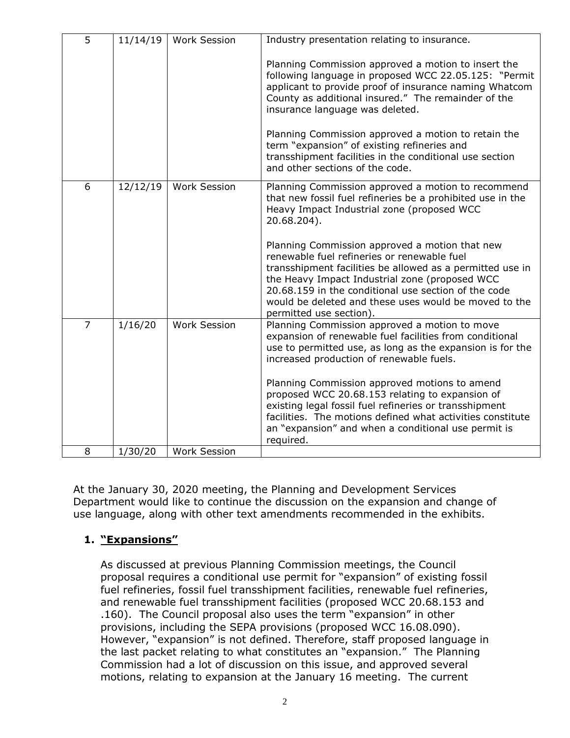| | | | |
|---|---|---|---|
| 5 | 11/14/19 | Work Session | Industry presentation relating to insurance.<br><br>Planning Commission approved a motion to insert the following language in proposed WCC 22.05.125: "Permit applicant to provide proof of insurance naming Whatcom County as additional insured." The remainder of the insurance language was deleted.<br><br>Planning Commission approved a motion to retain the term "expansion" of existing refineries and transshipment facilities in the conditional use section and other sections of the code. |
| 6 | 12/12/19 | Work Session | Planning Commission approved a motion to recommend that new fossil fuel refineries be a prohibited use in the Heavy Impact Industrial zone (proposed WCC 20.68.204).<br><br>Planning Commission approved a motion that new renewable fuel refineries or renewable fuel transshipment facilities be allowed as a permitted use in the Heavy Impact Industrial zone (proposed WCC 20.68.159 in the conditional use section of the code would be deleted and these uses would be moved to the permitted use section). |
| 7 | 1/16/20 | Work Session | Planning Commission approved a motion to move expansion of renewable fuel facilities from conditional use to permitted use, as long as the expansion is for the increased production of renewable fuels.<br><br>Planning Commission approved motions to amend proposed WCC 20.68.153 relating to expansion of existing legal fossil fuel refineries or transshipment facilities. The motions defined what activities constitute an "expansion" and when a conditional use permit is required. |
| 8 | 1/30/20 | Work Session | |

At the January 30, 2020 meeting, the Planning and Development Services Department would like to continue the discussion on the expansion and change of use language, along with other text amendments recommended in the exhibits.

## 1. "Expansions"

As discussed at previous Planning Commission meetings, the Council proposal requires a conditional use permit for "expansion" of existing fossil fuel refineries, fossil fuel transshipment facilities, renewable fuel refineries, and renewable fuel transshipment facilities (proposed WCC 20.68.153 and .160). The Council proposal also uses the term "expansion" in other provisions, including the SEPA provisions (proposed WCC 16.08.090). However, "expansion" is not defined. Therefore, staff proposed language in the last packet relating to what constitutes an "expansion." The Planning Commission had a lot of discussion on this issue, and approved several motions, relating to expansion at the January 16 meeting. The current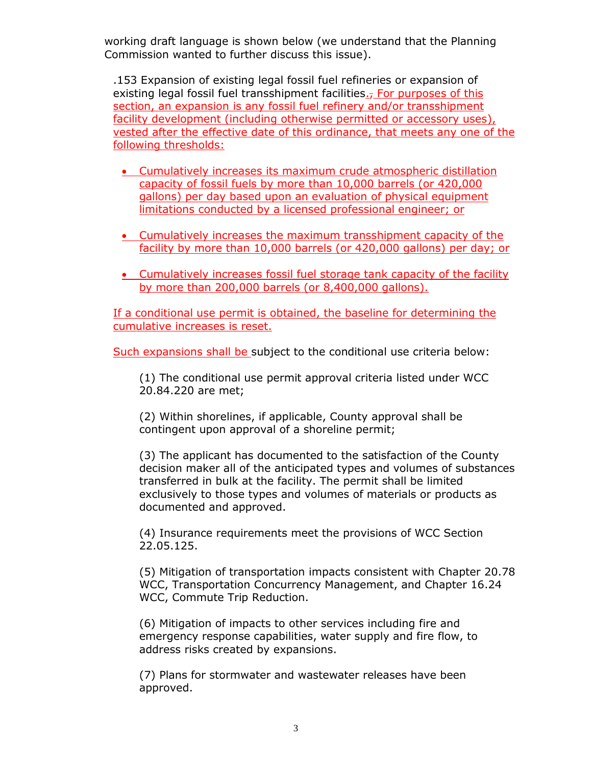working draft language is shown below (we understand that the Planning Commission wanted to further discuss this issue).

.153 Expansion of existing legal fossil fuel refineries or expansion of existing legal fossil fuel transshipment facilities., For purposes of this section, an expansion is any fossil fuel refinery and/or transshipment facility development (including otherwise permitted or accessory uses), vested after the effective date of this ordinance, that meets any one of the following thresholds:

- Cumulatively increases its maximum crude atmospheric distillation capacity of fossil fuels by more than 10,000 barrels (or 420,000 gallons) per day based upon an evaluation of physical equipment limitations conducted by a licensed professional engineer; or
- Cumulatively increases the maximum transshipment capacity of the facility by more than 10,000 barrels (or 420,000 gallons) per day; or
- Cumulatively increases fossil fuel storage tank capacity of the facility by more than 200,000 barrels (or 8,400,000 gallons).

If a conditional use permit is obtained, the baseline for determining the cumulative increases is reset.

Such expansions shall be subject to the conditional use criteria below:

(1) The conditional use permit approval criteria listed under WCC 20.84.220 are met;

(2) Within shorelines, if applicable, County approval shall be contingent upon approval of a shoreline permit;

(3) The applicant has documented to the satisfaction of the County decision maker all of the anticipated types and volumes of substances transferred in bulk at the facility. The permit shall be limited exclusively to those types and volumes of materials or products as documented and approved.

(4) Insurance requirements meet the provisions of WCC Section 22.05.125.

(5) Mitigation of transportation impacts consistent with Chapter 20.78 WCC, Transportation Concurrency Management, and Chapter 16.24 WCC, Commute Trip Reduction.

(6) Mitigation of impacts to other services including fire and emergency response capabilities, water supply and fire flow, to address risks created by expansions.

(7) Plans for stormwater and wastewater releases have been approved.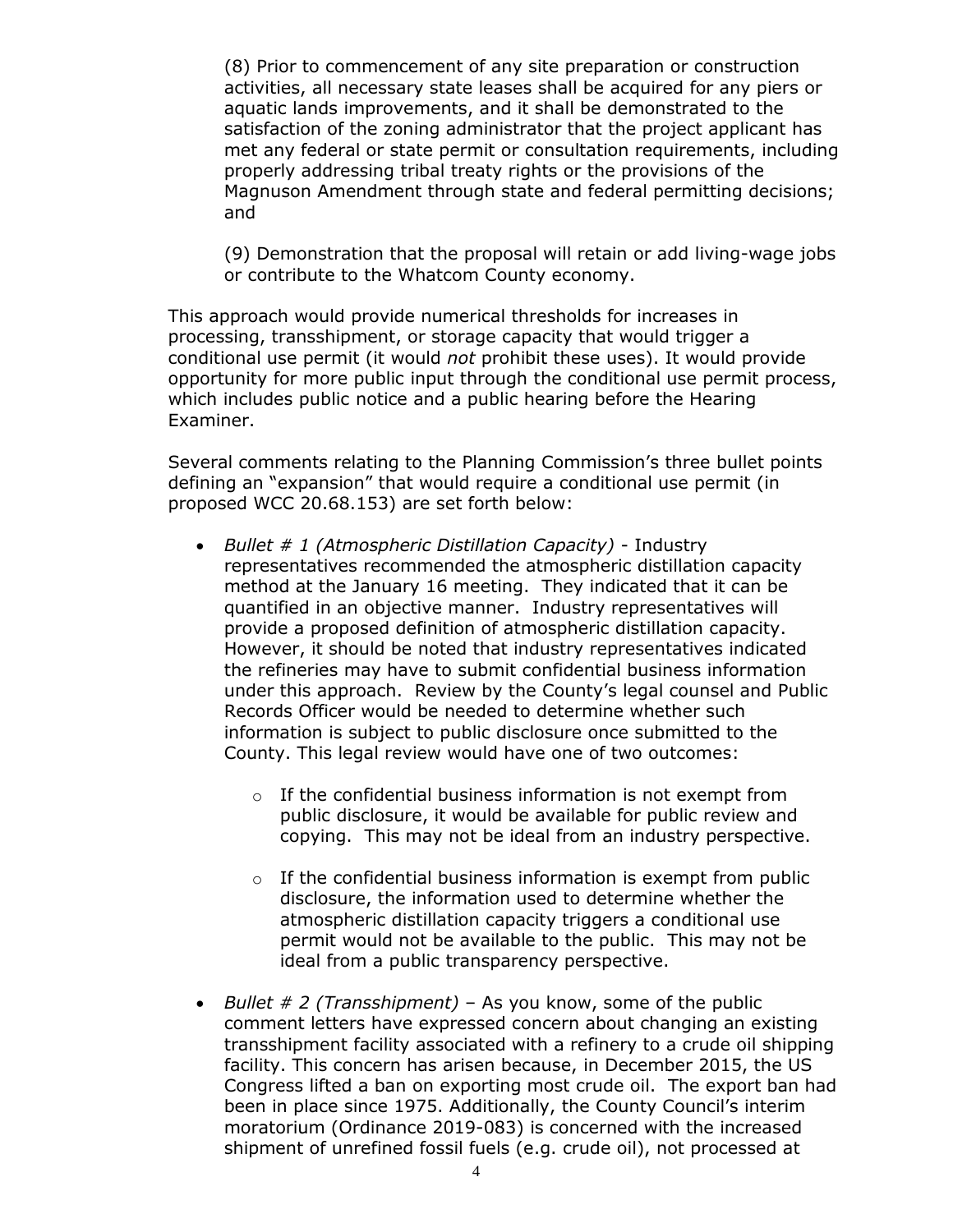(8) Prior to commencement of any site preparation or construction activities, all necessary state leases shall be acquired for any piers or aquatic lands improvements, and it shall be demonstrated to the satisfaction of the zoning administrator that the project applicant has met any federal or state permit or consultation requirements, including properly addressing tribal treaty rights or the provisions of the Magnuson Amendment through state and federal permitting decisions; and

(9) Demonstration that the proposal will retain or add living-wage jobs or contribute to the Whatcom County economy.

This approach would provide numerical thresholds for increases in processing, transshipment, or storage capacity that would trigger a conditional use permit (it would *not* prohibit these uses). It would provide opportunity for more public input through the conditional use permit process, which includes public notice and a public hearing before the Hearing Examiner.

Several comments relating to the Planning Commission's three bullet points defining an "expansion" that would require a conditional use permit (in proposed WCC 20.68.153) are set forth below:

- *Bullet # 1 (Atmospheric Distillation Capacity)* - Industry representatives recommended the atmospheric distillation capacity method at the January 16 meeting. They indicated that it can be quantified in an objective manner. Industry representatives will provide a proposed definition of atmospheric distillation capacity. However, it should be noted that industry representatives indicated the refineries may have to submit confidential business information under this approach. Review by the County's legal counsel and Public Records Officer would be needed to determine whether such information is subject to public disclosure once submitted to the County. This legal review would have one of two outcomes:
  - If the confidential business information is not exempt from public disclosure, it would be available for public review and copying. This may not be ideal from an industry perspective.
  - If the confidential business information is exempt from public disclosure, the information used to determine whether the atmospheric distillation capacity triggers a conditional use permit would not be available to the public. This may not be ideal from a public transparency perspective.
- *Bullet # 2 (Transshipment)* – As you know, some of the public comment letters have expressed concern about changing an existing transshipment facility associated with a refinery to a crude oil shipping facility. This concern has arisen because, in December 2015, the US Congress lifted a ban on exporting most crude oil. The export ban had been in place since 1975. Additionally, the County Council's interim moratorium (Ordinance 2019-083) is concerned with the increased shipment of unrefined fossil fuels (e.g. crude oil), not processed at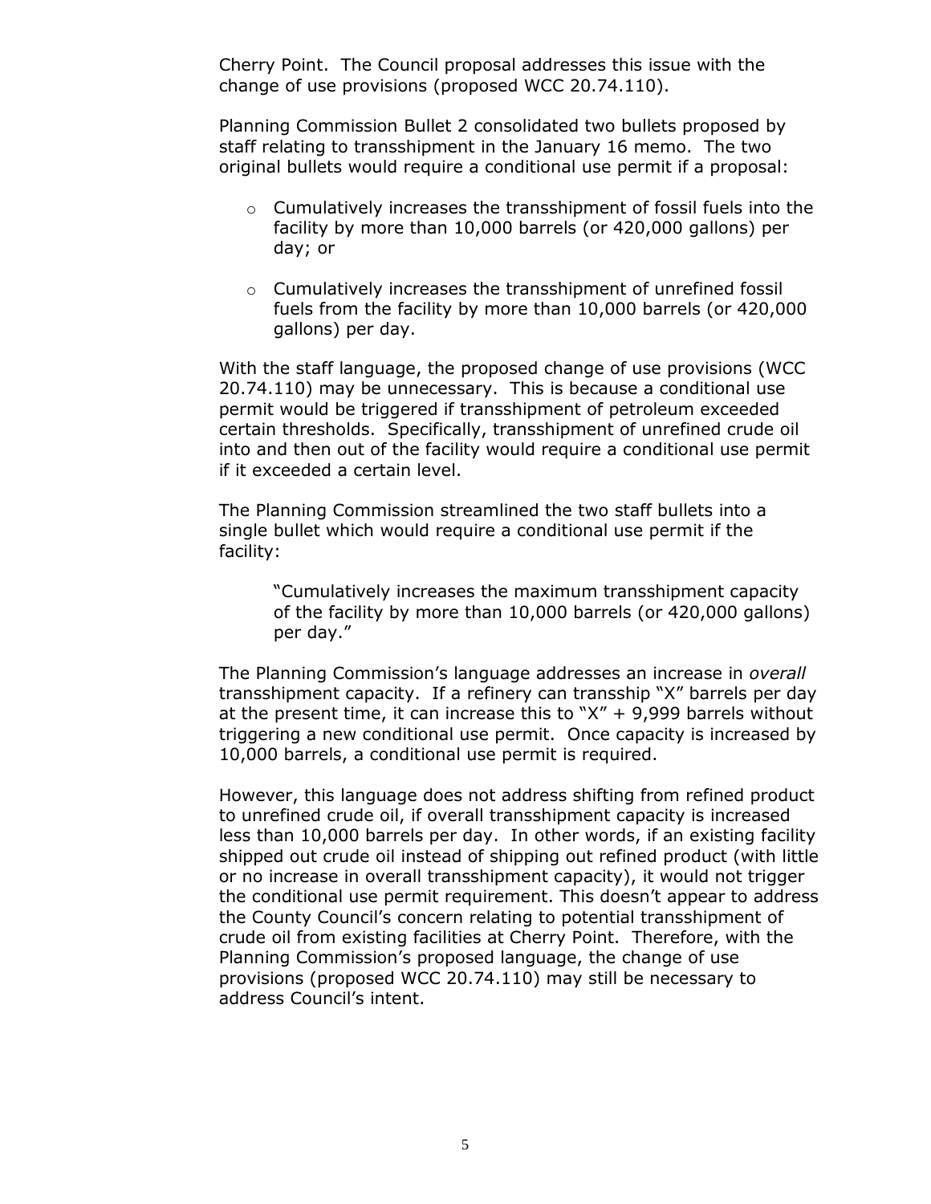Cherry Point. The Council proposal addresses this issue with the change of use provisions (proposed WCC 20.74.110).

Planning Commission Bullet 2 consolidated two bullets proposed by staff relating to transshipment in the January 16 memo. The two original bullets would require a conditional use permit if a proposal:

- Cumulatively increases the transshipment of fossil fuels into the facility by more than 10,000 barrels (or 420,000 gallons) per day; or
- Cumulatively increases the transshipment of unrefined fossil fuels from the facility by more than 10,000 barrels (or 420,000 gallons) per day.

With the staff language, the proposed change of use provisions (WCC 20.74.110) may be unnecessary. This is because a conditional use permit would be triggered if transshipment of petroleum exceeded certain thresholds. Specifically, transshipment of unrefined crude oil into and then out of the facility would require a conditional use permit if it exceeded a certain level.

The Planning Commission streamlined the two staff bullets into a single bullet which would require a conditional use permit if the facility:

> "Cumulatively increases the maximum transshipment capacity of the facility by more than 10,000 barrels (or 420,000 gallons) per day."

The Planning Commission's language addresses an increase in *overall* transshipment capacity. If a refinery can transship "X" barrels per day at the present time, it can increase this to "X" + 9,999 barrels without triggering a new conditional use permit. Once capacity is increased by 10,000 barrels, a conditional use permit is required.

However, this language does not address shifting from refined product to unrefined crude oil, if overall transshipment capacity is increased less than 10,000 barrels per day. In other words, if an existing facility shipped out crude oil instead of shipping out refined product (with little or no increase in overall transshipment capacity), it would not trigger the conditional use permit requirement. This doesn't appear to address the County Council's concern relating to potential transshipment of crude oil from existing facilities at Cherry Point. Therefore, with the Planning Commission's proposed language, the change of use provisions (proposed WCC 20.74.110) may still be necessary to address Council's intent.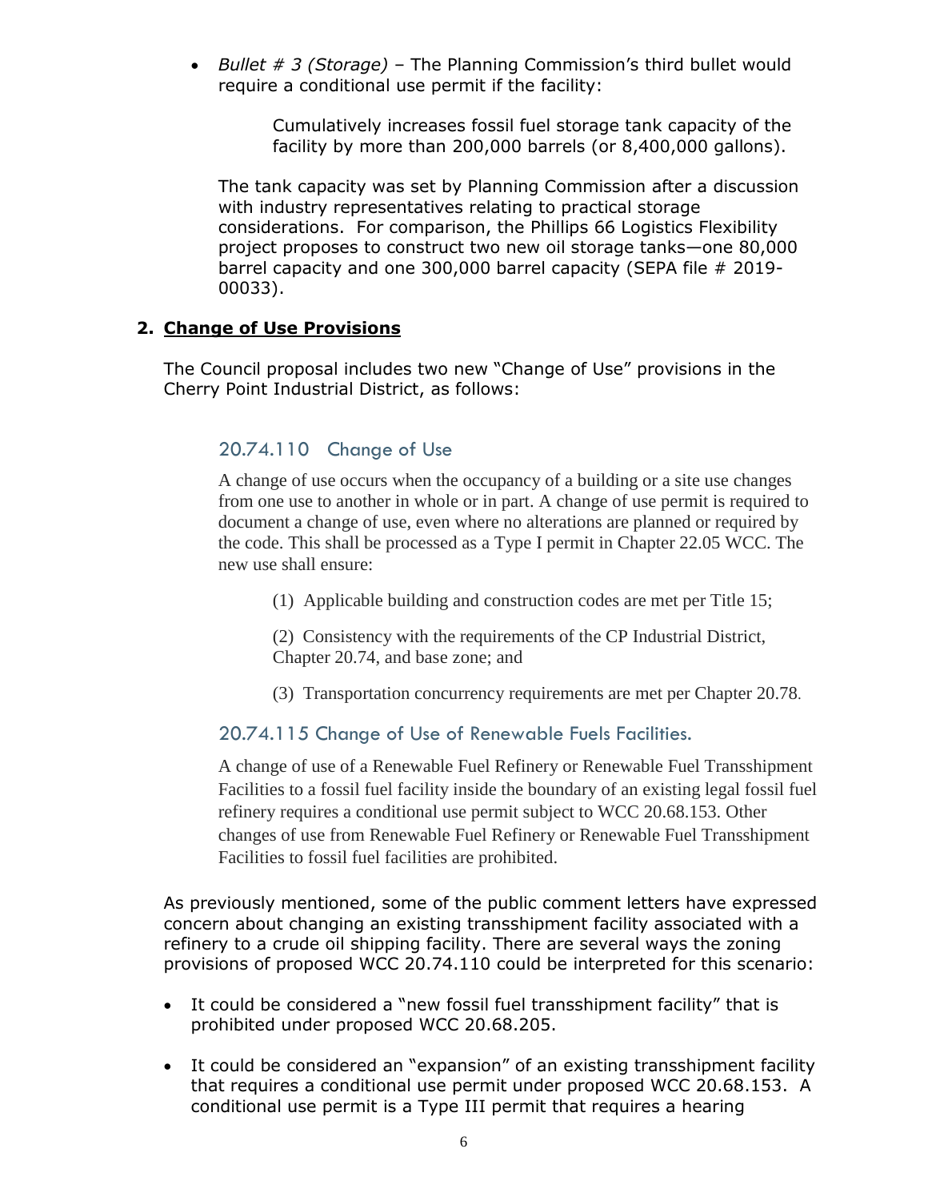- *Bullet # 3 (Storage)* – The Planning Commission's third bullet would require a conditional use permit if the facility:

  > Cumulatively increases fossil fuel storage tank capacity of the facility by more than 200,000 barrels (or 8,400,000 gallons).

  The tank capacity was set by Planning Commission after a discussion with industry representatives relating to practical storage considerations. For comparison, the Phillips 66 Logistics Flexibility project proposes to construct two new oil storage tanks—one 80,000 barrel capacity and one 300,000 barrel capacity (SEPA file # 2019-00033).

## 2. **Change of Use Provisions**

The Council proposal includes two new "Change of Use" provisions in the Cherry Point Industrial District, as follows:

### 20.74.110 Change of Use

A change of use occurs when the occupancy of a building or a site use changes from one use to another in whole or in part. A change of use permit is required to document a change of use, even where no alterations are planned or required by the code. This shall be processed as a Type I permit in Chapter 22.05 WCC. The new use shall ensure:

(1) Applicable building and construction codes are met per Title 15;

(2) Consistency with the requirements of the CP Industrial District, Chapter 20.74, and base zone; and

(3) Transportation concurrency requirements are met per Chapter 20.78.

### 20.74.115 Change of Use of Renewable Fuels Facilities.

A change of use of a Renewable Fuel Refinery or Renewable Fuel Transshipment Facilities to a fossil fuel facility inside the boundary of an existing legal fossil fuel refinery requires a conditional use permit subject to WCC 20.68.153. Other changes of use from Renewable Fuel Refinery or Renewable Fuel Transshipment Facilities to fossil fuel facilities are prohibited.

As previously mentioned, some of the public comment letters have expressed concern about changing an existing transshipment facility associated with a refinery to a crude oil shipping facility. There are several ways the zoning provisions of proposed WCC 20.74.110 could be interpreted for this scenario:

- It could be considered a "new fossil fuel transshipment facility" that is prohibited under proposed WCC 20.68.205.
- It could be considered an "expansion" of an existing transshipment facility that requires a conditional use permit under proposed WCC 20.68.153. A conditional use permit is a Type III permit that requires a hearing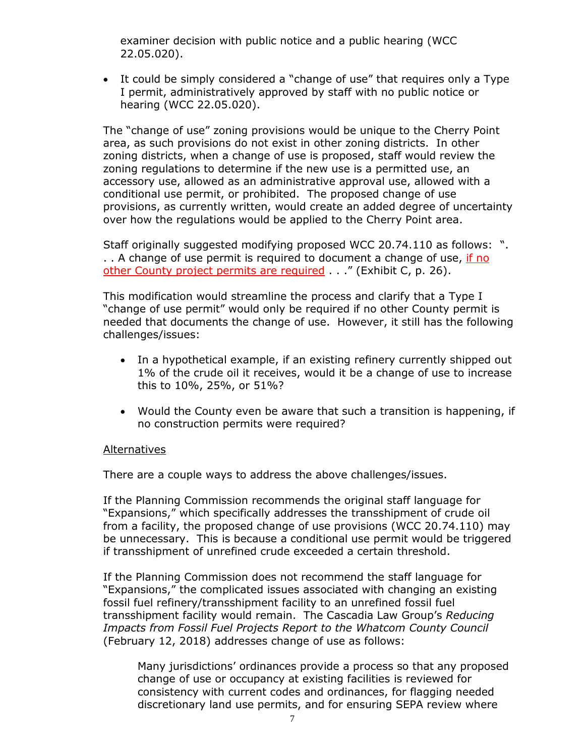examiner decision with public notice and a public hearing (WCC 22.05.020).

- It could be simply considered a "change of use" that requires only a Type I permit, administratively approved by staff with no public notice or hearing (WCC 22.05.020).

The "change of use" zoning provisions would be unique to the Cherry Point area, as such provisions do not exist in other zoning districts. In other zoning districts, when a change of use is proposed, staff would review the zoning regulations to determine if the new use is a permitted use, an accessory use, allowed as an administrative approval use, allowed with a conditional use permit, or prohibited. The proposed change of use provisions, as currently written, would create an added degree of uncertainty over how the regulations would be applied to the Cherry Point area.

Staff originally suggested modifying proposed WCC 20.74.110 as follows: ". . . A change of use permit is required to document a change of use, <u>if no other County project permits are required</u> . . ." (Exhibit C, p. 26).

This modification would streamline the process and clarify that a Type I "change of use permit" would only be required if no other County permit is needed that documents the change of use. However, it still has the following challenges/issues:

- In a hypothetical example, if an existing refinery currently shipped out 1% of the crude oil it receives, would it be a change of use to increase this to 10%, 25%, or 51%?
- Would the County even be aware that such a transition is happening, if no construction permits were required?

<u>Alternatives</u>

There are a couple ways to address the above challenges/issues.

If the Planning Commission recommends the original staff language for "Expansions," which specifically addresses the transshipment of crude oil from a facility, the proposed change of use provisions (WCC 20.74.110) may be unnecessary. This is because a conditional use permit would be triggered if transshipment of unrefined crude exceeded a certain threshold.

If the Planning Commission does not recommend the staff language for "Expansions," the complicated issues associated with changing an existing fossil fuel refinery/transshipment facility to an unrefined fossil fuel transshipment facility would remain. The Cascadia Law Group's *Reducing Impacts from Fossil Fuel Projects Report to the Whatcom County Council* (February 12, 2018) addresses change of use as follows:

> Many jurisdictions' ordinances provide a process so that any proposed change of use or occupancy at existing facilities is reviewed for consistency with current codes and ordinances, for flagging needed discretionary land use permits, and for ensuring SEPA review where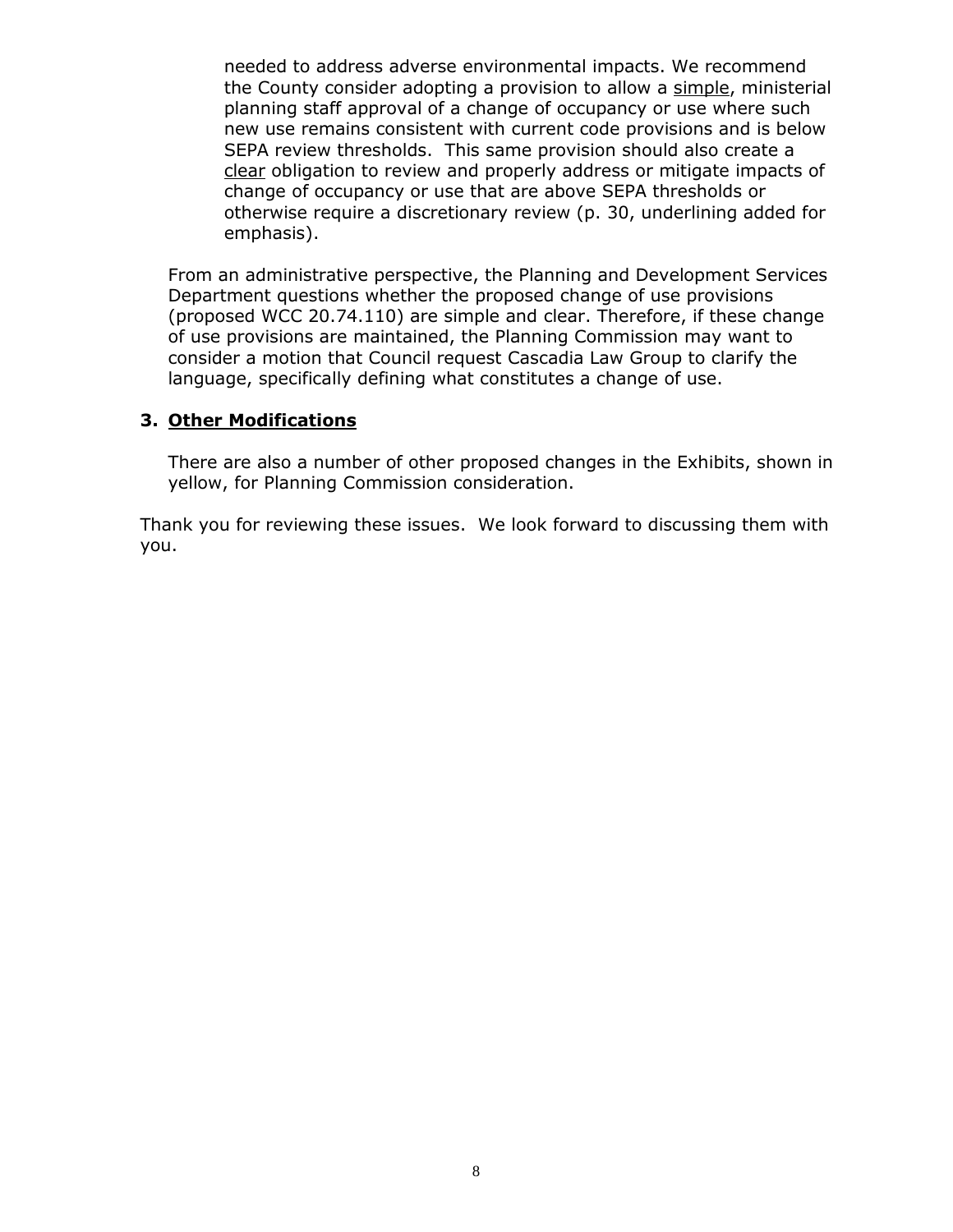> needed to address adverse environmental impacts. We recommend the County consider adopting a provision to allow a simple, ministerial planning staff approval of a change of occupancy or use where such new use remains consistent with current code provisions and is below SEPA review thresholds. This same provision should also create a clear obligation to review and properly address or mitigate impacts of change of occupancy or use that are above SEPA thresholds or otherwise require a discretionary review (p. 30, underlining added for emphasis).

From an administrative perspective, the Planning and Development Services Department questions whether the proposed change of use provisions (proposed WCC 20.74.110) are simple and clear. Therefore, if these change of use provisions are maintained, the Planning Commission may want to consider a motion that Council request Cascadia Law Group to clarify the language, specifically defining what constitutes a change of use.

**3. Other Modifications**

There are also a number of other proposed changes in the Exhibits, shown in yellow, for Planning Commission consideration.

Thank you for reviewing these issues. We look forward to discussing them with you.